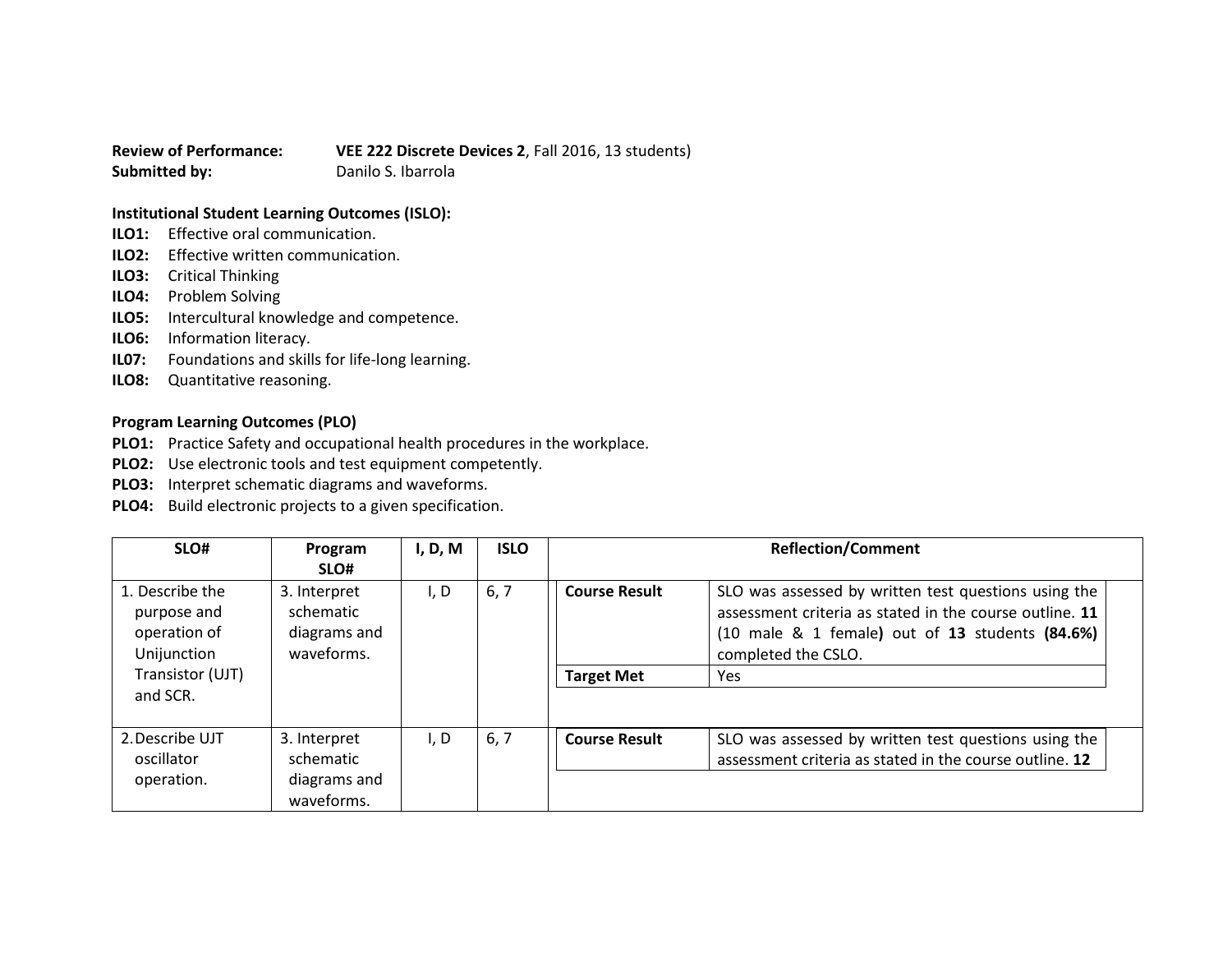**Review of Performance:** **VEE 222 Discrete Devices 2**, Fall 2016, 13 students)
**Submitted by:** Danilo S. Ibarrola

**Institutional Student Learning Outcomes (ISLO):**

**ILO1:** Effective oral communication.
**ILO2:** Effective written communication.
**ILO3:** Critical Thinking
**ILO4:** Problem Solving
**ILO5:** Intercultural knowledge and competence.
**ILO6:** Information literacy.
**IL07:** Foundations and skills for life-long learning.
**ILO8:** Quantitative reasoning.

**Program Learning Outcomes (PLO)**

**PLO1:** Practice Safety and occupational health procedures in the workplace.
**PLO2:** Use electronic tools and test equipment competently.
**PLO3:** Interpret schematic diagrams and waveforms.
**PLO4:** Build electronic projects to a given specification.

| SLO# | Program SLO# | I, D, M | ISLO | Reflection/Comment | |
|---|---|---|---|---|---|
| 1. Describe the purpose and operation of Unijunction Transistor (UJT) and SCR. | 3. Interpret schematic diagrams and waveforms. | I, D | 6, 7 | **Course Result** | SLO was assessed by written test questions using the assessment criteria as stated in the course outline. **11** (10 male & 1 female**)** out of **13** students **(84.6%)** completed the CSLO. |
| | | | | **Target Met** | Yes |
| 2. Describe UJT oscillator operation. | 3. Interpret schematic diagrams and waveforms. | I, D | 6, 7 | **Course Result** | SLO was assessed by written test questions using the assessment criteria as stated in the course outline. **12** |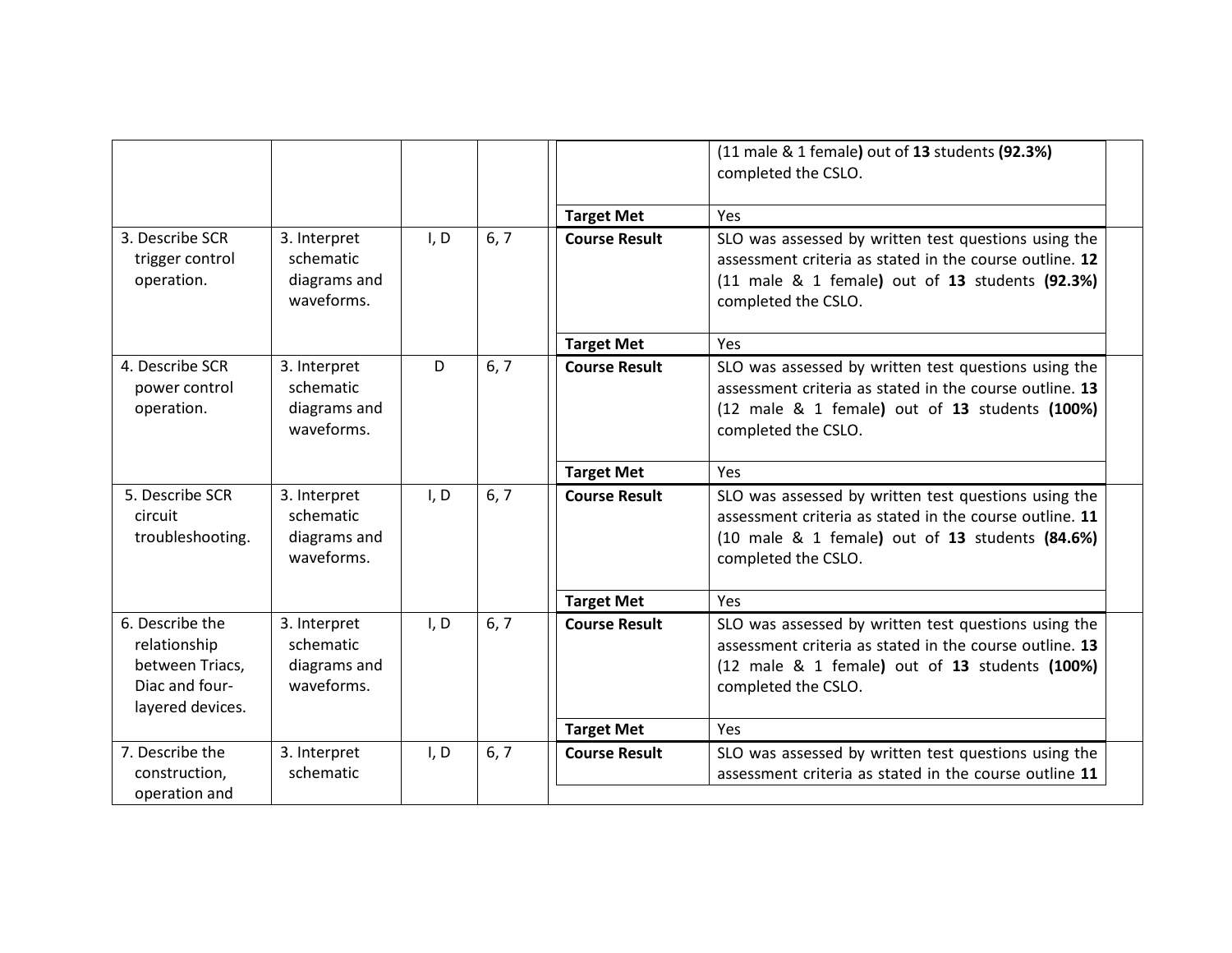| | | | | | |
|---|---|---|---|---|---|
| | | | | | (11 male & 1 female**)** out of **13** students **(92.3%)** completed the CSLO. |
| | | | | **Target Met** | Yes |
| 3. Describe SCR trigger control operation. | 3. Interpret schematic diagrams and waveforms. | I, D | 6, 7 | **Course Result** | SLO was assessed by written test questions using the assessment criteria as stated in the course outline. **12** (11 male & 1 female**)** out of **13** students **(92.3%)** completed the CSLO. |
| | | | | **Target Met** | Yes |
| 4. Describe SCR power control operation. | 3. Interpret schematic diagrams and waveforms. | D | 6, 7 | **Course Result** | SLO was assessed by written test questions using the assessment criteria as stated in the course outline. **13** (12 male & 1 female**)** out of **13** students **(100%)** completed the CSLO. |
| | | | | **Target Met** | Yes |
| 5. Describe SCR circuit troubleshooting. | 3. Interpret schematic diagrams and waveforms. | I, D | 6, 7 | **Course Result** | SLO was assessed by written test questions using the assessment criteria as stated in the course outline. **11** (10 male & 1 female**)** out of **13** students **(84.6%)** completed the CSLO. |
| | | | | **Target Met** | Yes |
| 6. Describe the relationship between Triacs, Diac and four-layered devices. | 3. Interpret schematic diagrams and waveforms. | I, D | 6, 7 | **Course Result** | SLO was assessed by written test questions using the assessment criteria as stated in the course outline. **13** (12 male & 1 female**)** out of **13** students **(100%)** completed the CSLO. |
| | | | | **Target Met** | Yes |
| 7. Describe the construction, operation and | 3. Interpret schematic | I, D | 6, 7 | **Course Result** | SLO was assessed by written test questions using the assessment criteria as stated in the course outline **11** |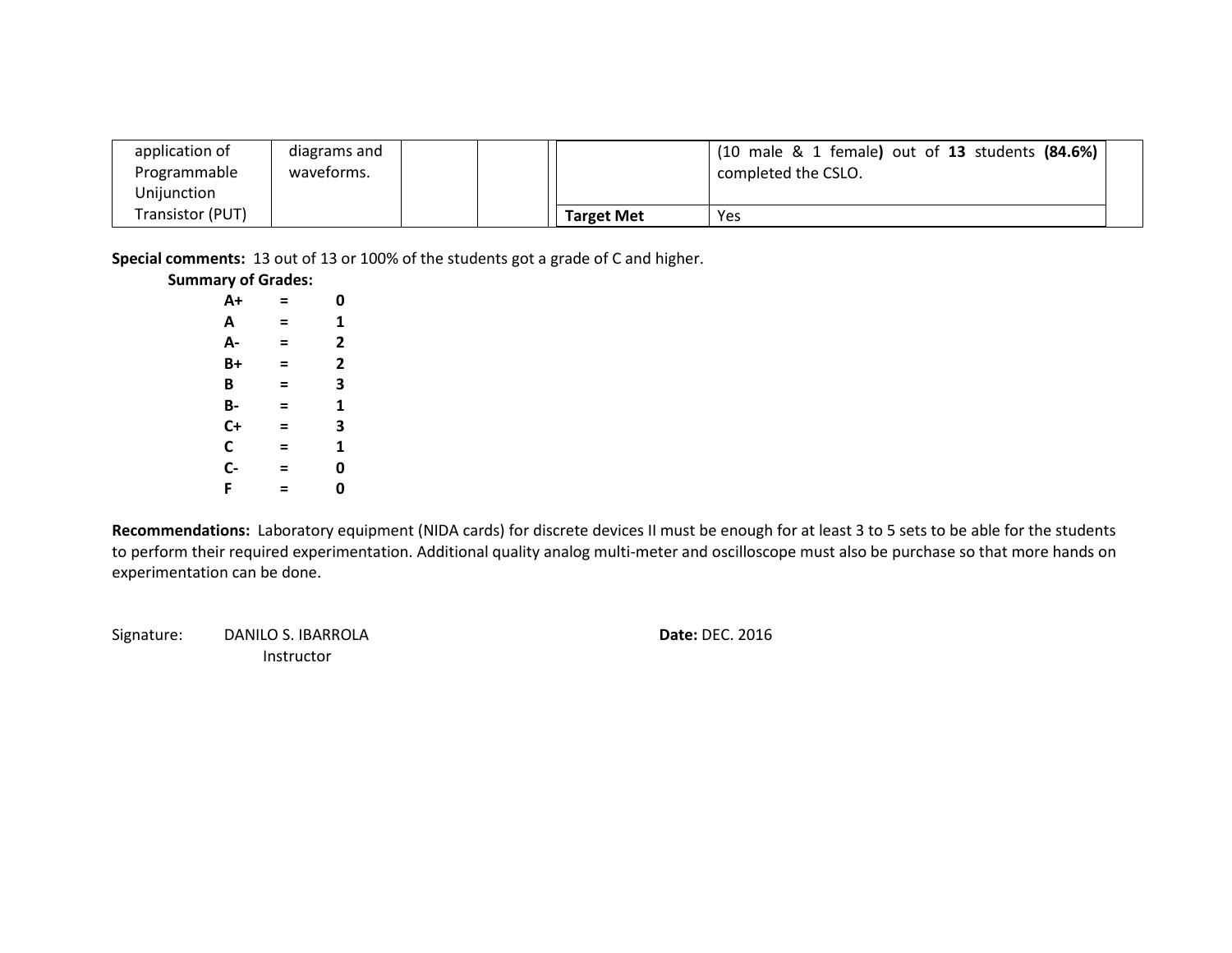| | | | | | | |
|---|---|---|---|---|---|---|
| application of Programmable Unijunction Transistor (PUT) | diagrams and waveforms. | | | | (10 male & 1 female**)** out of **13** students **(84.6%)** completed the CSLO. | |
| | | | | **Target Met** | Yes | |

**Special comments:** 13 out of 13 or 100% of the students got a grade of C and higher.

**Summary of Grades:**

| | | |
|---|---|---|
| **A+** | **=** | **0** |
| **A** | **=** | **1** |
| **A-** | **=** | **2** |
| **B+** | **=** | **2** |
| **B** | **=** | **3** |
| **B-** | **=** | **1** |
| **C+** | **=** | **3** |
| **C** | **=** | **1** |
| **C-** | **=** | **0** |
| **F** | **=** | **0** |

**Recommendations:** Laboratory equipment (NIDA cards) for discrete devices II must be enough for at least 3 to 5 sets to be able for the students to perform their required experimentation. Additional quality analog multi-meter and oscilloscope must also be purchase so that more hands on experimentation can be done.

Signature: DANILO S. IBARROLA
Instructor

**Date:** DEC. 2016